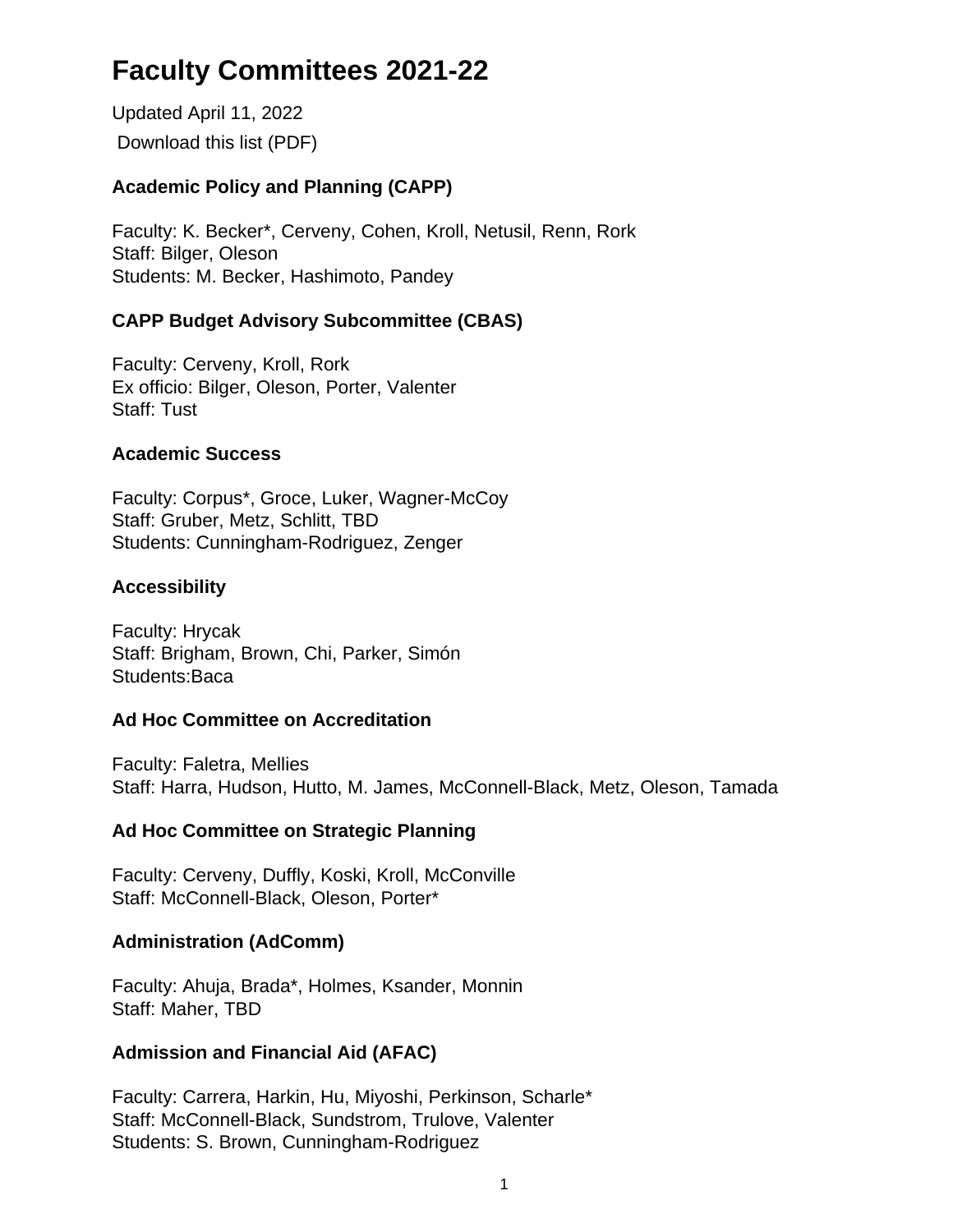# Faculty Committees 2021-22

Updated April 11, 2022

Download this list (PDF)

### Academic Policy and Planning (CAPP)

Faculty: K. Becker*, Cerveny, Cohen, Kroll, Netusil, Renn, Rork
Staff: Bilger, Oleson
Students: M. Becker, Hashimoto, Pandey

### CAPP Budget Advisory Subcommittee (CBAS)

Faculty: Cerveny, Kroll, Rork
Ex officio: Bilger, Oleson, Porter, Valenter
Staff: Tust

### Academic Success

Faculty: Corpus*, Groce, Luker, Wagner-McCoy
Staff: Gruber, Metz, Schlitt, TBD
Students: Cunningham-Rodriguez, Zenger

### Accessibility

Faculty: Hrycak
Staff: Brigham, Brown, Chi, Parker, Simón
Students:Baca

### Ad Hoc Committee on Accreditation

Faculty: Faletra, Mellies
Staff: Harra, Hudson, Hutto, M. James, McConnell-Black, Metz, Oleson, Tamada

### Ad Hoc Committee on Strategic Planning

Faculty: Cerveny, Duffly, Koski, Kroll, McConville
Staff: McConnell-Black, Oleson, Porter*

### Administration (AdComm)

Faculty: Ahuja, Brada*, Holmes, Ksander, Monnin
Staff: Maher, TBD

### Admission and Financial Aid (AFAC)

Faculty: Carrera, Harkin, Hu, Miyoshi, Perkinson, Scharle*
Staff: McConnell-Black, Sundstrom, Trulove, Valenter
Students: S. Brown, Cunningham-Rodriguez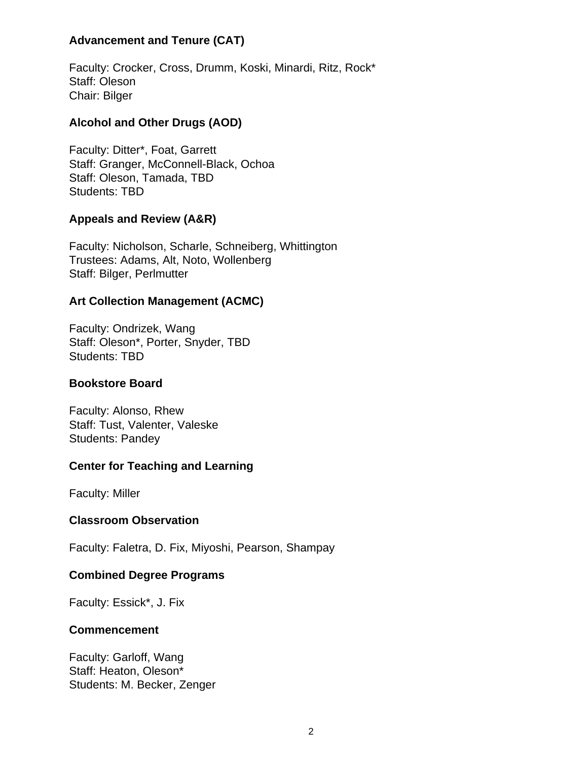**Advancement and Tenure (CAT)**

Faculty: Crocker, Cross, Drumm, Koski, Minardi, Ritz, Rock*
Staff: Oleson
Chair: Bilger

**Alcohol and Other Drugs (AOD)**

Faculty: Ditter*, Foat, Garrett
Staff: Granger, McConnell-Black, Ochoa
Staff: Oleson, Tamada, TBD
Students: TBD

**Appeals and Review (A&R)**

Faculty: Nicholson, Scharle, Schneiberg, Whittington
Trustees: Adams, Alt, Noto, Wollenberg
Staff: Bilger, Perlmutter

**Art Collection Management (ACMC)**

Faculty: Ondrizek, Wang
Staff: Oleson*, Porter, Snyder, TBD
Students: TBD

**Bookstore Board**

Faculty: Alonso, Rhew
Staff: Tust, Valenter, Valeske
Students: Pandey

**Center for Teaching and Learning**

Faculty: Miller

**Classroom Observation**

Faculty: Faletra, D. Fix, Miyoshi, Pearson, Shampay

**Combined Degree Programs**

Faculty: Essick*, J. Fix

**Commencement**

Faculty: Garloff, Wang
Staff: Heaton, Oleson*
Students: M. Becker, Zenger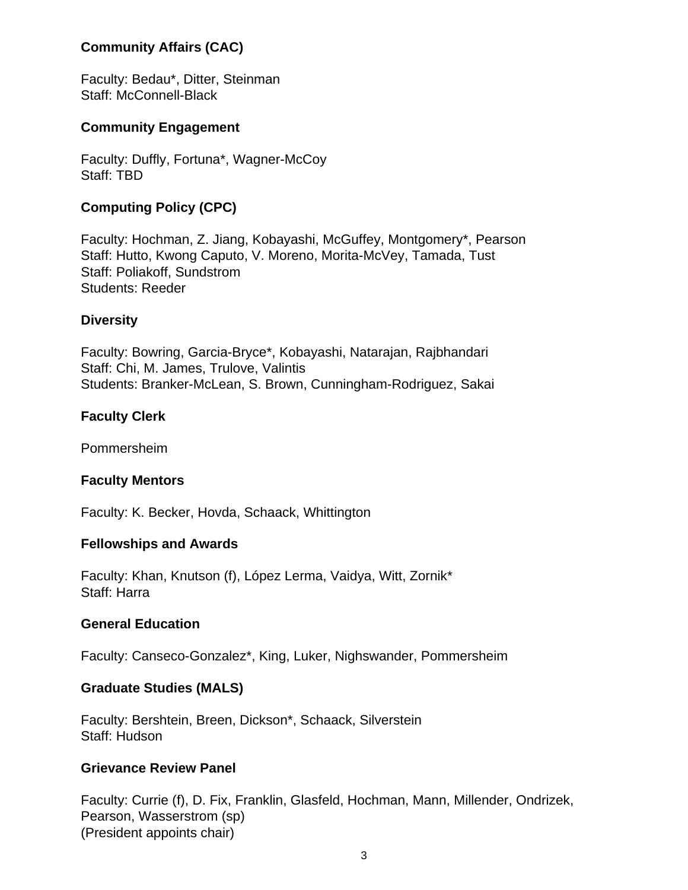### Community Affairs (CAC)

Faculty: Bedau*, Ditter, Steinman
Staff: McConnell-Black

### Community Engagement

Faculty: Duffly, Fortuna*, Wagner-McCoy
Staff: TBD

### Computing Policy (CPC)

Faculty: Hochman, Z. Jiang, Kobayashi, McGuffey, Montgomery*, Pearson
Staff: Hutto, Kwong Caputo, V. Moreno, Morita-McVey, Tamada, Tust
Staff: Poliakoff, Sundstrom
Students: Reeder

### Diversity

Faculty: Bowring, Garcia-Bryce*, Kobayashi, Natarajan, Rajbhandari
Staff: Chi, M. James, Trulove, Valintis
Students: Branker-McLean, S. Brown, Cunningham-Rodriguez, Sakai

### Faculty Clerk

Pommersheim

### Faculty Mentors

Faculty: K. Becker, Hovda, Schaack, Whittington

### Fellowships and Awards

Faculty: Khan, Knutson (f), López Lerma, Vaidya, Witt, Zornik*
Staff: Harra

### General Education

Faculty: Canseco-Gonzalez*, King, Luker, Nighswander, Pommersheim

### Graduate Studies (MALS)

Faculty: Bershtein, Breen, Dickson*, Schaack, Silverstein
Staff: Hudson

### Grievance Review Panel

Faculty: Currie (f), D. Fix, Franklin, Glasfeld, Hochman, Mann, Millender, Ondrizek, Pearson, Wasserstrom (sp)
(President appoints chair)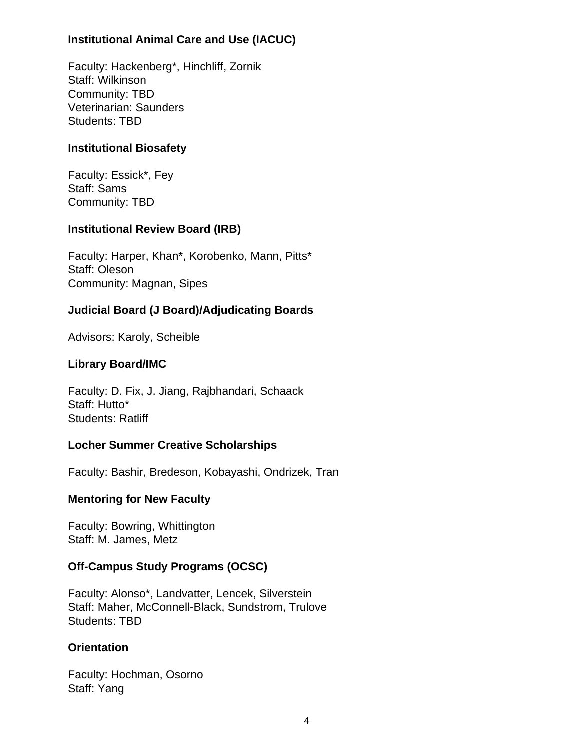**Institutional Animal Care and Use (IACUC)**

Faculty: Hackenberg*, Hinchliff, Zornik
Staff: Wilkinson
Community: TBD
Veterinarian: Saunders
Students: TBD

**Institutional Biosafety**

Faculty: Essick*, Fey
Staff: Sams
Community: TBD

**Institutional Review Board (IRB)**

Faculty: Harper, Khan*, Korobenko, Mann, Pitts*
Staff: Oleson
Community: Magnan, Sipes

**Judicial Board (J Board)/Adjudicating Boards**

Advisors: Karoly, Scheible

**Library Board/IMC**

Faculty: D. Fix, J. Jiang, Rajbhandari, Schaack
Staff: Hutto*
Students: Ratliff

**Locher Summer Creative Scholarships**

Faculty: Bashir, Bredeson, Kobayashi, Ondrizek, Tran

**Mentoring for New Faculty**

Faculty: Bowring, Whittington
Staff: M. James, Metz

**Off-Campus Study Programs (OCSC)**

Faculty: Alonso*, Landvatter, Lencek, Silverstein
Staff: Maher, McConnell-Black, Sundstrom, Trulove
Students: TBD

**Orientation**

Faculty: Hochman, Osorno
Staff: Yang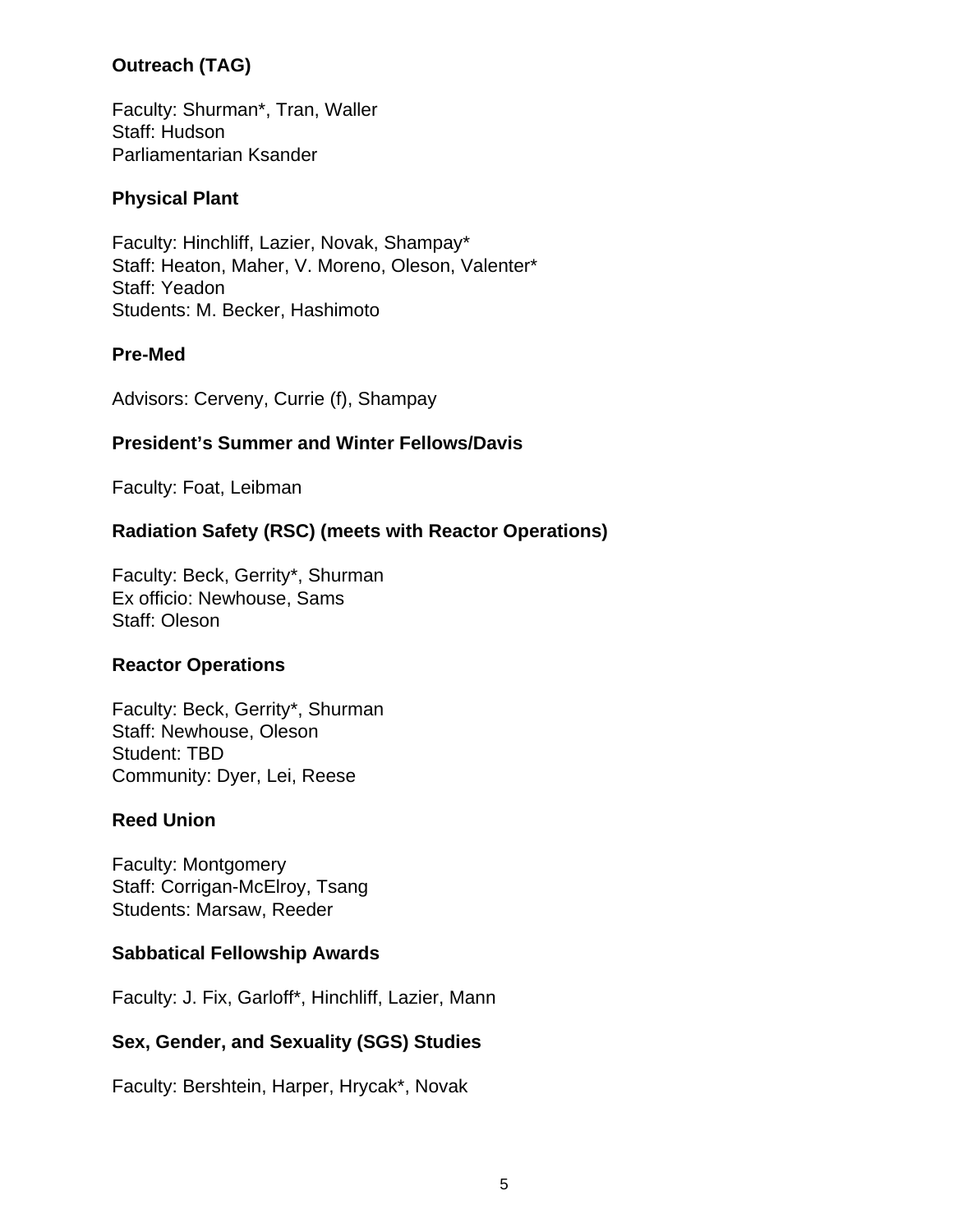**Outreach (TAG)**

Faculty: Shurman*, Tran, Waller
Staff: Hudson
Parliamentarian Ksander

**Physical Plant**

Faculty: Hinchliff, Lazier, Novak, Shampay*
Staff: Heaton, Maher, V. Moreno, Oleson, Valenter*
Staff: Yeadon
Students: M. Becker, Hashimoto

**Pre-Med**

Advisors: Cerveny, Currie (f), Shampay

**President's Summer and Winter Fellows/Davis**

Faculty: Foat, Leibman

**Radiation Safety (RSC) (meets with Reactor Operations)**

Faculty: Beck, Gerrity*, Shurman
Ex officio: Newhouse, Sams
Staff: Oleson

**Reactor Operations**

Faculty: Beck, Gerrity*, Shurman
Staff: Newhouse, Oleson
Student: TBD
Community: Dyer, Lei, Reese

**Reed Union**

Faculty: Montgomery
Staff: Corrigan-McElroy, Tsang
Students: Marsaw, Reeder

**Sabbatical Fellowship Awards**

Faculty: J. Fix, Garloff*, Hinchliff, Lazier, Mann

**Sex, Gender, and Sexuality (SGS) Studies**

Faculty: Bershtein, Harper, Hrycak*, Novak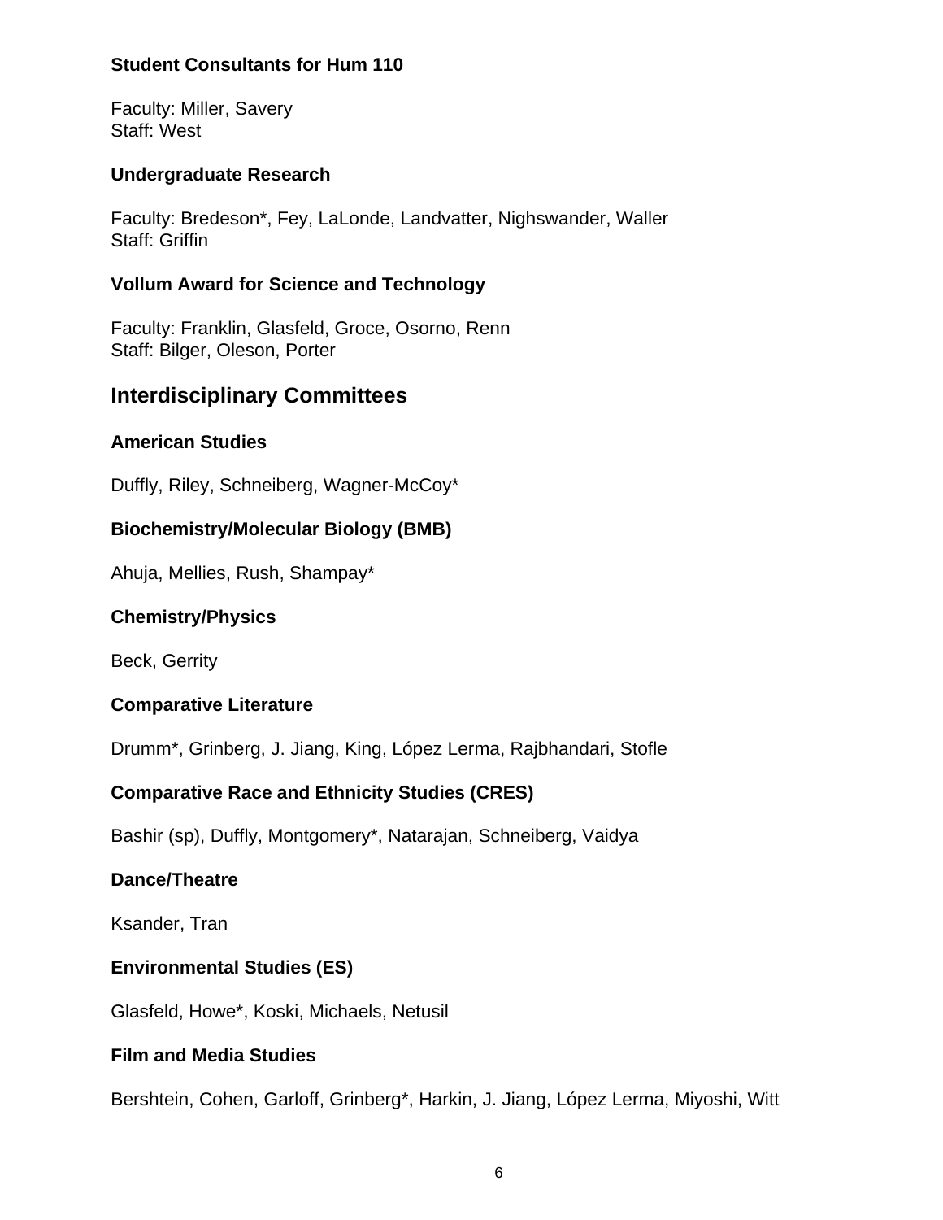### Student Consultants for Hum 110

Faculty: Miller, Savery
Staff: West

### Undergraduate Research

Faculty: Bredeson*, Fey, LaLonde, Landvatter, Nighswander, Waller
Staff: Griffin

### Vollum Award for Science and Technology

Faculty: Franklin, Glasfeld, Groce, Osorno, Renn
Staff: Bilger, Oleson, Porter

## Interdisciplinary Committees

### American Studies

Duffly, Riley, Schneiberg, Wagner-McCoy*

### Biochemistry/Molecular Biology (BMB)

Ahuja, Mellies, Rush, Shampay*

### Chemistry/Physics

Beck, Gerrity

### Comparative Literature

Drumm*, Grinberg, J. Jiang, King, López Lerma, Rajbhandari, Stofle

### Comparative Race and Ethnicity Studies (CRES)

Bashir (sp), Duffly, Montgomery*, Natarajan, Schneiberg, Vaidya

### Dance/Theatre

Ksander, Tran

### Environmental Studies (ES)

Glasfeld, Howe*, Koski, Michaels, Netusil

### Film and Media Studies

Bershtein, Cohen, Garloff, Grinberg*, Harkin, J. Jiang, López Lerma, Miyoshi, Witt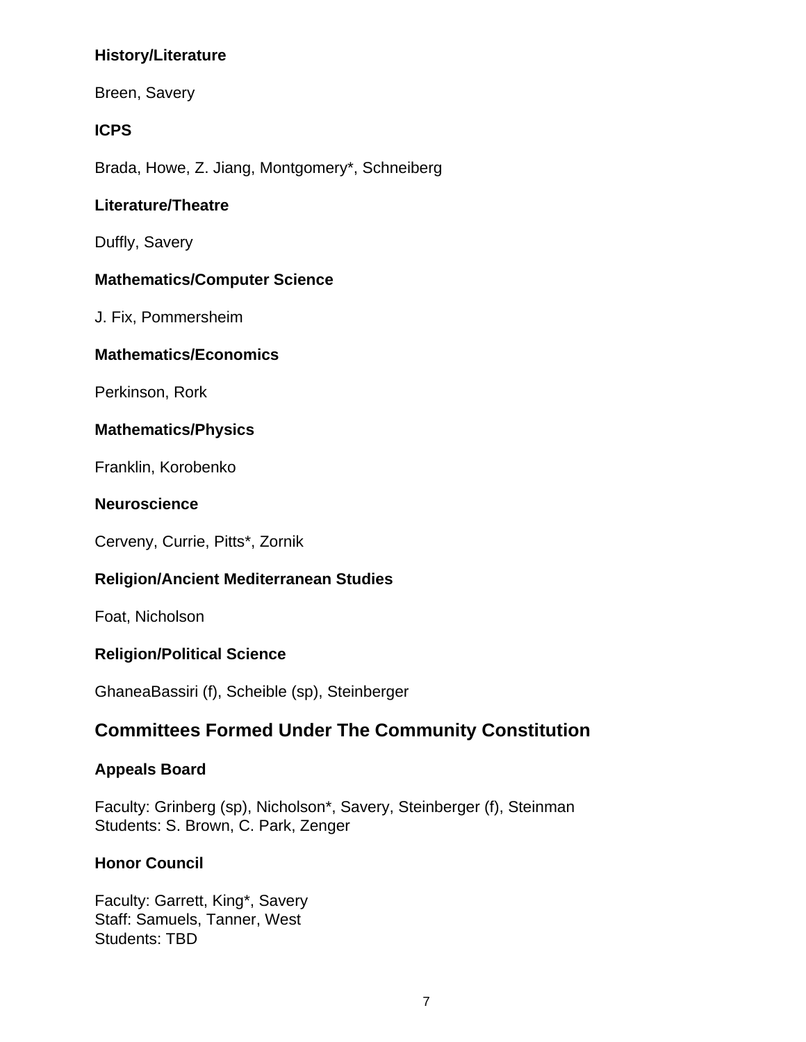**History/Literature**

Breen, Savery

**ICPS**

Brada, Howe, Z. Jiang, Montgomery*, Schneiberg

**Literature/Theatre**

Duffly, Savery

**Mathematics/Computer Science**

J. Fix, Pommersheim

**Mathematics/Economics**

Perkinson, Rork

**Mathematics/Physics**

Franklin, Korobenko

**Neuroscience**

Cerveny, Currie, Pitts*, Zornik

**Religion/Ancient Mediterranean Studies**

Foat, Nicholson

**Religion/Political Science**

GhaneaBassiri (f), Scheible (sp), Steinberger

## Committees Formed Under The Community Constitution

**Appeals Board**

Faculty: Grinberg (sp), Nicholson*, Savery, Steinberger (f), Steinman
Students: S. Brown, C. Park, Zenger

**Honor Council**

Faculty: Garrett, King*, Savery
Staff: Samuels, Tanner, West
Students: TBD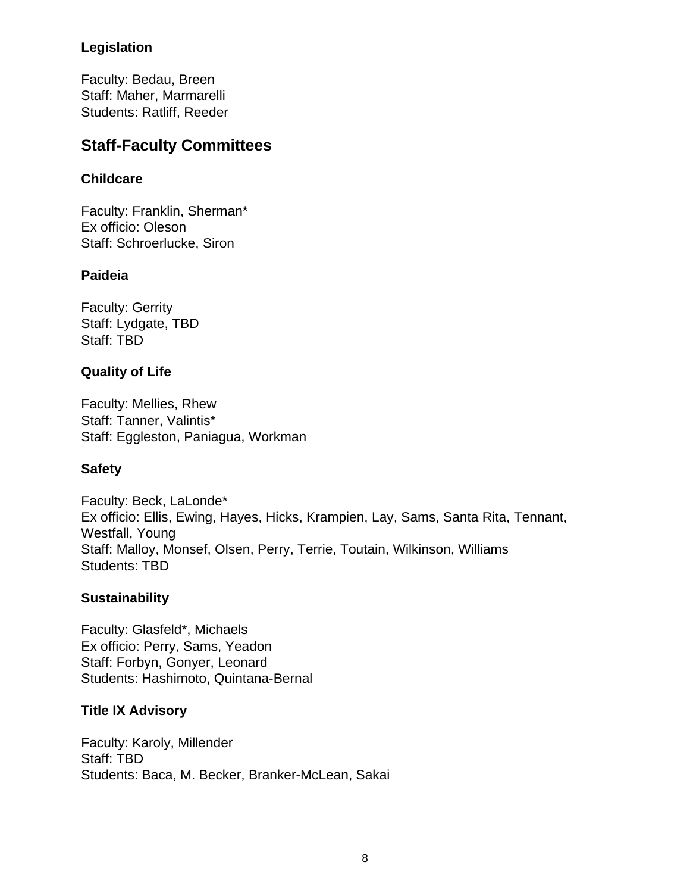### Legislation

Faculty: Bedau, Breen
Staff: Maher, Marmarelli
Students: Ratliff, Reeder

## Staff-Faculty Committees

### Childcare

Faculty: Franklin, Sherman*
Ex officio: Oleson
Staff: Schroerlucke, Siron

### Paideia

Faculty: Gerrity
Staff: Lydgate, TBD
Staff: TBD

### Quality of Life

Faculty: Mellies, Rhew
Staff: Tanner, Valintis*
Staff: Eggleston, Paniagua, Workman

### Safety

Faculty: Beck, LaLonde*
Ex officio: Ellis, Ewing, Hayes, Hicks, Krampien, Lay, Sams, Santa Rita, Tennant, Westfall, Young
Staff: Malloy, Monsef, Olsen, Perry, Terrie, Toutain, Wilkinson, Williams
Students: TBD

### Sustainability

Faculty: Glasfeld*, Michaels
Ex officio: Perry, Sams, Yeadon
Staff: Forbyn, Gonyer, Leonard
Students: Hashimoto, Quintana-Bernal

### Title IX Advisory

Faculty: Karoly, Millender
Staff: TBD
Students: Baca, M. Becker, Branker-McLean, Sakai